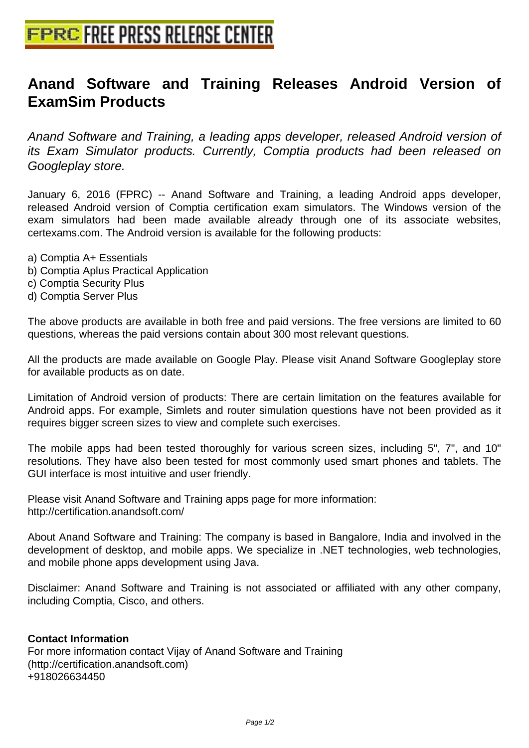# Anand Software and Training Releases Android Version of ExamSim Products

*Anand Software and Training, a leading apps developer, released Android version of its Exam Simulator products. Currently, Comptia products had been released on Googleplay store.*

January 6, 2016 (FPRC) -- Anand Software and Training, a leading Android apps developer, released Android version of Comptia certification exam simulators. The Windows version of the exam simulators had been made available already through one of its associate websites, certexams.com. The Android version is available for the following products:

a) Comptia A+ Essentials
b) Comptia Aplus Practical Application
c) Comptia Security Plus
d) Comptia Server Plus

The above products are available in both free and paid versions. The free versions are limited to 60 questions, whereas the paid versions contain about 300 most relevant questions.

All the products are made available on Google Play. Please visit Anand Software Googleplay store for available products as on date.

Limitation of Android version of products: There are certain limitation on the features available for Android apps. For example, Simlets and router simulation questions have not been provided as it requires bigger screen sizes to view and complete such exercises.

The mobile apps had been tested thoroughly for various screen sizes, including 5", 7", and 10" resolutions. They have also been tested for most commonly used smart phones and tablets. The GUI interface is most intuitive and user friendly.

Please visit Anand Software and Training apps page for more information:
http://certification.anandsoft.com/

About Anand Software and Training: The company is based in Bangalore, India and involved in the development of desktop, and mobile apps. We specialize in .NET technologies, web technologies, and mobile phone apps development using Java.

Disclaimer: Anand Software and Training is not associated or affiliated with any other company, including Comptia, Cisco, and others.

**Contact Information**
For more information contact Vijay of Anand Software and Training
(http://certification.anandsoft.com)
+918026634450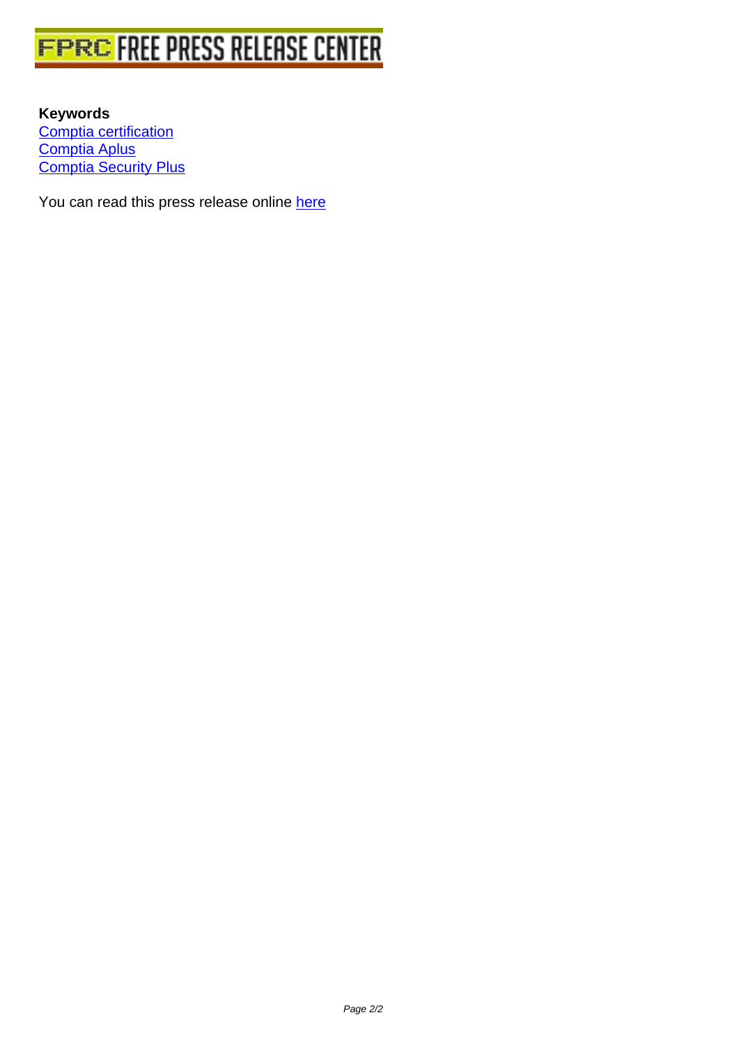**Keywords**

Comptia certification
Comptia Aplus
Comptia Security Plus

You can read this press release online here